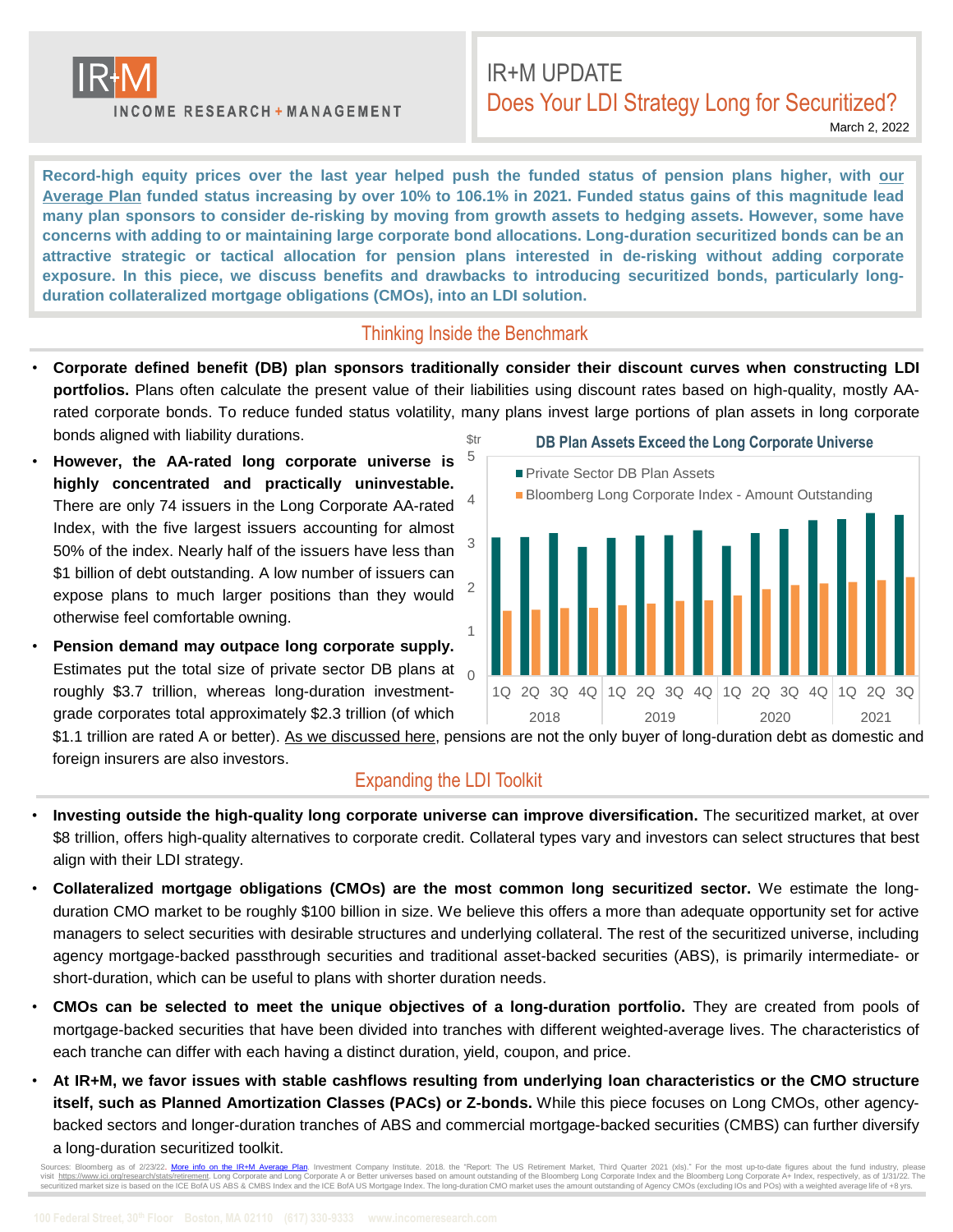IR+M

INCOME RESEARCH + MANAGEMENT

# IR+M UPDATE

## Does Your LDI Strategy Long for Securitized?

March 2, 2022

**Record-high equity prices over the last year helped push the funded status of pension plans higher, with our Average Plan funded status increasing by over 10% to 106.1% in 2021. Funded status gains of this magnitude lead many plan sponsors to consider de-risking by moving from growth assets to hedging assets. However, some have concerns with adding to or maintaining large corporate bond allocations. Long-duration securitized bonds can be an attractive strategic or tactical allocation for pension plans interested in de-risking without adding corporate exposure. In this piece, we discuss benefits and drawbacks to introducing securitized bonds, particularly long-duration collateralized mortgage obligations (CMOs), into an LDI solution.**

## Thinking Inside the Benchmark

- **Corporate defined benefit (DB) plan sponsors traditionally consider their discount curves when constructing LDI portfolios.** Plans often calculate the present value of their liabilities using discount rates based on high-quality, mostly AA-rated corporate bonds. To reduce funded status volatility, many plans invest large portions of plan assets in long corporate bonds aligned with liability durations.
- **However, the AA-rated long corporate universe is highly concentrated and practically uninvestable.** There are only 74 issuers in the Long Corporate AA-rated Index, with the five largest issuers accounting for almost 50% of the index. Nearly half of the issuers have less than $1 billion of debt outstanding. A low number of issuers can expose plans to much larger positions than they would otherwise feel comfortable owning.
- **Pension demand may outpace long corporate supply.** Estimates put the total size of private sector DB plans at roughly $3.7 trillion, whereas long-duration investment-grade corporates total approximately $2.3 trillion (of which $1.1 trillion are rated A or better). As we discussed here, pensions are not the only buyer of long-duration debt as domestic and foreign insurers are also investors.

**DB Plan Assets Exceed the Long Corporate Universe**

($tr; chart comparing Private Sector DB Plan Assets and Bloomberg Long Corporate Index - Amount Outstanding, quarterly 1Q 2018 – 3Q 2021)

## Expanding the LDI Toolkit

- **Investing outside the high-quality long corporate universe can improve diversification.** The securitized market, at over $8 trillion, offers high-quality alternatives to corporate credit. Collateral types vary and investors can select structures that best align with their LDI strategy.
- **Collateralized mortgage obligations (CMOs) are the most common long securitized sector.** We estimate the long-duration CMO market to be roughly $100 billion in size. We believe this offers a more than adequate opportunity set for active managers to select securities with desirable structures and underlying collateral. The rest of the securitized universe, including agency mortgage-backed passthrough securities and traditional asset-backed securities (ABS), is primarily intermediate- or short-duration, which can be useful to plans with shorter duration needs.
- **CMOs can be selected to meet the unique objectives of a long-duration portfolio.** They are created from pools of mortgage-backed securities that have been divided into tranches with different weighted-average lives. The characteristics of each tranche can differ with each having a distinct duration, yield, coupon, and price.
- **At IR+M, we favor issues with stable cashflows resulting from underlying loan characteristics or the CMO structure itself, such as Planned Amortization Classes (PACs) or Z-bonds.** While this piece focuses on Long CMOs, other agency-backed sectors and longer-duration tranches of ABS and commercial mortgage-backed securities (CMBS) can further diversify a long-duration securitized toolkit.

Sources: Bloomberg as of 2/23/22. More info on the IR+M Average Plan. Investment Company Institute. 2018. the "Report: The US Retirement Market, Third Quarter 2021 (xls)." For the most up-to-date figures about the fund industry, please visit https://www.ici.org/research/stats/retirement. Long Corporate and Long Corporate A or Better universes based on amount outstanding of the Bloomberg Long Corporate Index and the Bloomberg Long Corporate A+ Index, respectively, as of 1/31/22. The securitized market size is based on the ICE BofA US ABS & CMBS Index and the ICE BofA US Mortgage Index. The long-duration CMO market uses the amount outstanding of Agency CMOs (excluding IOs and POs) with a weighted average life of +8 yrs.

100 Federal Street, 30th Floor Boston, MA 02110 (617) 330-9333 www.incomeresearch.com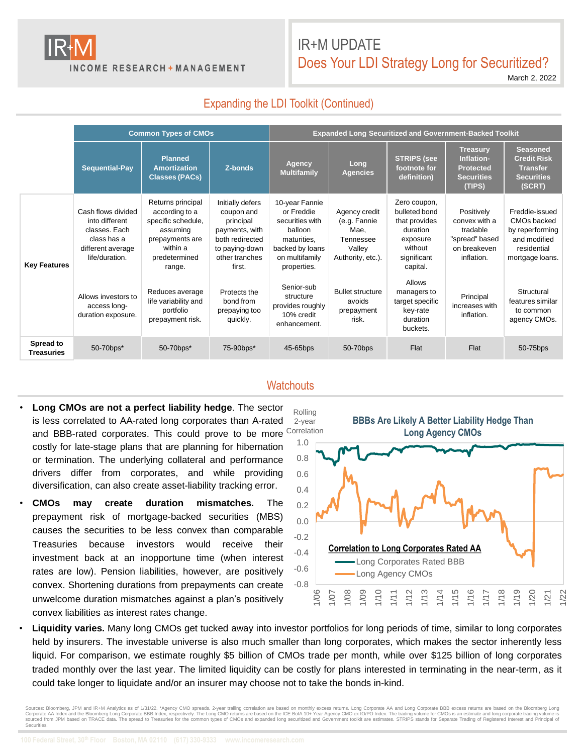## Expanding the LDI Toolkit (Continued)

| | Common Types of CMOs | | | Expanded Long Securitized and Government-Backed Toolkit | | | | |
|---|---|---|---|---|---|---|---|---|
| | **Sequential-Pay** | **Planned Amortization Classes (PACs)** | **Z-bonds** | **Agency Multifamily** | **Long Agencies** | **STRIPS (see footnote for definition)** | **Treasury Inflation-Protected Securities (TIPS)** | **Seasoned Credit Risk Transfer Securities (SCRT)** |
| **Key Features** | Cash flows divided into different classes. Each class has a different average life/duration. | Returns principal according to a specific schedule, assuming prepayments are within a predetermined range. | Initially defers coupon and principal payments, with both redirected to paying-down other tranches first. | 10-year Fannie or Freddie securities with balloon maturities, backed by loans on multifamily properties. | Agency credit (e.g. Fannie Mae, Tennessee Valley Authority, etc.). | Zero coupon, bulleted bond that provides duration exposure without significant capital. | Positively convex with a tradable "spread" based on breakeven inflation. | Freddie-issued CMOs backed by reperforming and modified residential mortgage loans. |
| | Allows investors to access long-duration exposure. | Reduces average life variability and portfolio prepayment risk. | Protects the bond from prepaying too quickly. | Senior-sub structure provides roughly 10% credit enhancement. | Bullet structure avoids prepayment risk. | Allows managers to target specific key-rate duration buckets. | Principal increases with inflation. | Structural features similar to common agency CMOs. |
| **Spread to Treasuries** | 50-70bps* | 50-70bps* | 75-90bps* | 45-65bps | 50-70bps | Flat | Flat | 50-75bps |

## Watchouts

- **Long CMOs are not a perfect liability hedge**. The sector is less correlated to AA-rated long corporates than A-rated and BBB-rated corporates. This could prove to be more costly for late-stage plans that are planning for hibernation or termination. The underlying collateral and performance drivers differ from corporates, and while providing diversification, can also create asset-liability tracking error.
- **CMOs may create duration mismatches.** The prepayment risk of mortgage-backed securities (MBS) causes the securities to be less convex than comparable Treasuries because investors would receive their investment back at an inopportune time (when interest rates are low). Pension liabilities, however, are positively convex. Shortening durations from prepayments can create unwelcome duration mismatches against a plan's positively convex liabilities as interest rates change.

**BBBs Are Likely A Better Liability Hedge Than Long Agency CMOs**

Rolling 2-year Correlation

Correlation to Long Corporates Rated AA: Long Corporates Rated BBB; Long Agency CMOs

- **Liquidity varies.** Many long CMOs get tucked away into investor portfolios for long periods of time, similar to long corporates held by insurers. The investable universe is also much smaller than long corporates, which makes the sector inherently less liquid. For comparison, we estimate roughly $5 billion of CMOs trade per month, while over $125 billion of long corporates traded monthly over the last year. The limited liquidity can be costly for plans interested in terminating in the near-term, as it could take longer to liquidate and/or an insurer may choose not to take the bonds in-kind.

Sources: Bloomberg, JPM and IR+M Analytics as of 1/31/22. *Agency CMO spreads. 2-year trailing correlation are based on monthly excess returns. Long Corporate AA and Long Corporate BBB excess returns are based on the Bloomberg Long Corporate AA Index and the Bloomberg Long Corporate BBB Index, respectively. The Long CMO returns are based on the ICE BofA 10+ Year Agency CMO ex IO/PO Index. The trading volume for CMOs is an estimate and long corporate trading volume is sourced from JPM based on TRACE data. The spread to Treasuries for the common types of CMOs and expanded long securitized and Government toolkit are estimates. STRIPS stands for Separate Trading of Registered Interest and Principal of Securities.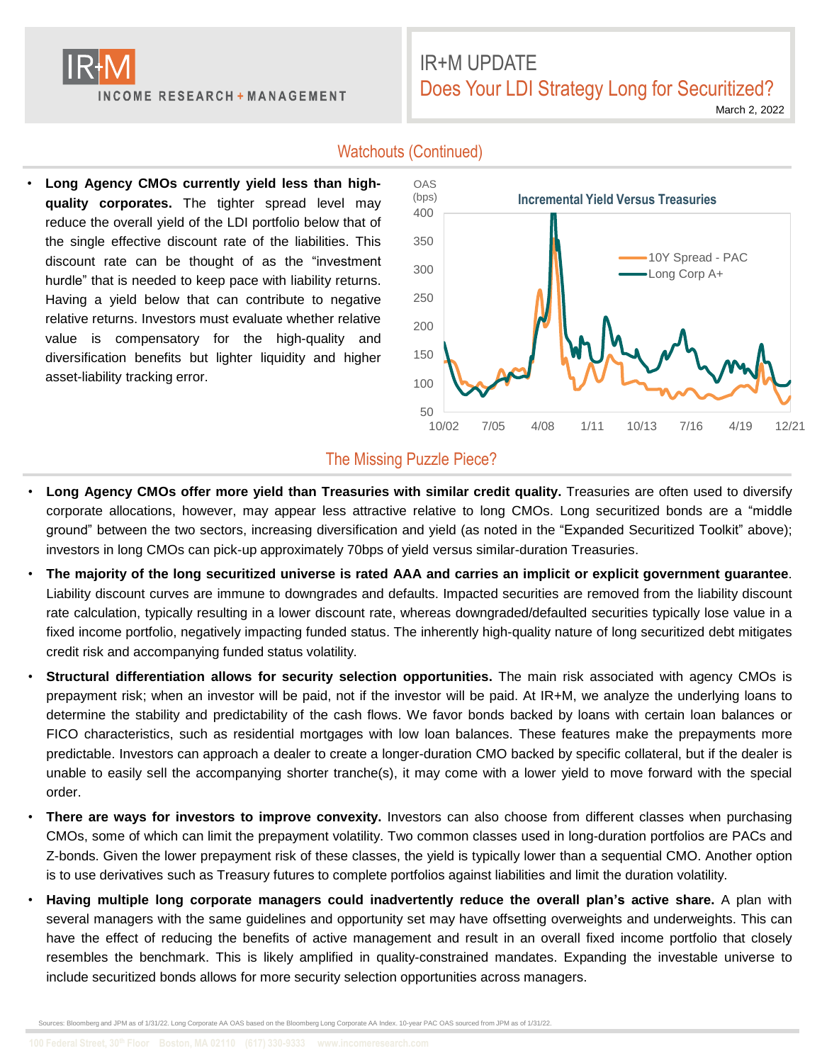## Watchouts (Continued)

- **Long Agency CMOs currently yield less than high-quality corporates.** The tighter spread level may reduce the overall yield of the LDI portfolio below that of the single effective discount rate of the liabilities. This discount rate can be thought of as the "investment hurdle" that is needed to keep pace with liability returns. Having a yield below that can contribute to negative relative returns. Investors must evaluate whether relative value is compensatory for the high-quality and diversification benefits but lighter liquidity and higher asset-liability tracking error.

**Incremental Yield Versus Treasuries**

OAS (bps)

10Y Spread - PAC
Long Corp A+

## The Missing Puzzle Piece?

- **Long Agency CMOs offer more yield than Treasuries with similar credit quality.** Treasuries are often used to diversify corporate allocations, however, may appear less attractive relative to long CMOs. Long securitized bonds are a "middle ground" between the two sectors, increasing diversification and yield (as noted in the "Expanded Securitized Toolkit" above); investors in long CMOs can pick-up approximately 70bps of yield versus similar-duration Treasuries.
- **The majority of the long securitized universe is rated AAA and carries an implicit or explicit government guarantee**. Liability discount curves are immune to downgrades and defaults. Impacted securities are removed from the liability discount rate calculation, typically resulting in a lower discount rate, whereas downgraded/defaulted securities typically lose value in a fixed income portfolio, negatively impacting funded status. The inherently high-quality nature of long securitized debt mitigates credit risk and accompanying funded status volatility.
- **Structural differentiation allows for security selection opportunities.** The main risk associated with agency CMOs is prepayment risk; when an investor will be paid, not if the investor will be paid. At IR+M, we analyze the underlying loans to determine the stability and predictability of the cash flows. We favor bonds backed by loans with certain loan balances or FICO characteristics, such as residential mortgages with low loan balances. These features make the prepayments more predictable. Investors can approach a dealer to create a longer-duration CMO backed by specific collateral, but if the dealer is unable to easily sell the accompanying shorter tranche(s), it may come with a lower yield to move forward with the special order.
- **There are ways for investors to improve convexity.** Investors can also choose from different classes when purchasing CMOs, some of which can limit the prepayment volatility. Two common classes used in long-duration portfolios are PACs and Z-bonds. Given the lower prepayment risk of these classes, the yield is typically lower than a sequential CMO. Another option is to use derivatives such as Treasury futures to complete portfolios against liabilities and limit the duration volatility.
- **Having multiple long corporate managers could inadvertently reduce the overall plan's active share.** A plan with several managers with the same guidelines and opportunity set may have offsetting overweights and underweights. This can have the effect of reducing the benefits of active management and result in an overall fixed income portfolio that closely resembles the benchmark. This is likely amplified in quality-constrained mandates. Expanding the investable universe to include securitized bonds allows for more security selection opportunities across managers.

Sources: Bloomberg and JPM as of 1/31/22. Long Corporate AA OAS based on the Bloomberg Long Corporate AA Index. 10-year PAC OAS sourced from JPM as of 1/31/22.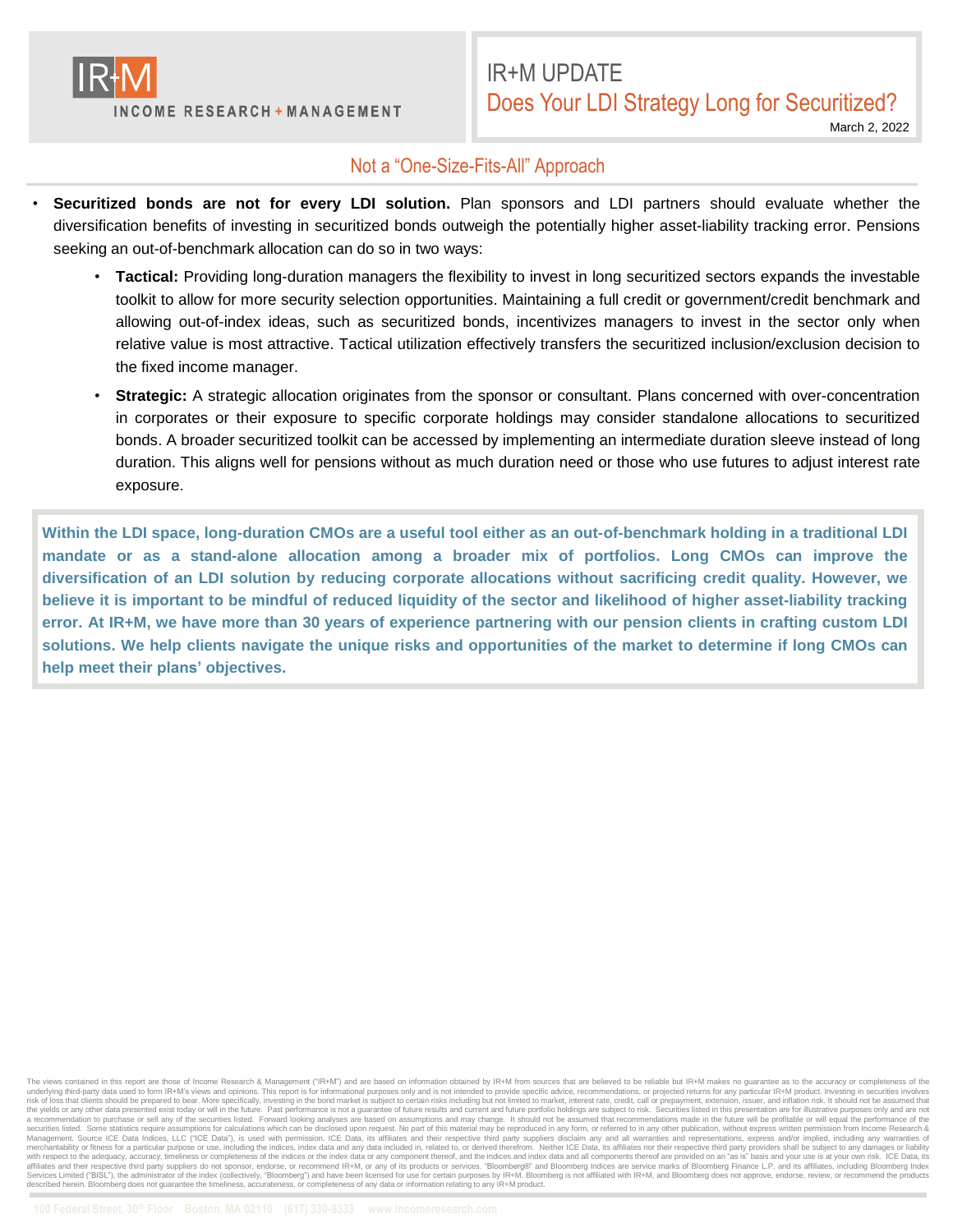IR+M UPDATE

# Does Your LDI Strategy Long for Securitized?

March 2, 2022

## Not a "One-Size-Fits-All" Approach

- **Securitized bonds are not for every LDI solution.** Plan sponsors and LDI partners should evaluate whether the diversification benefits of investing in securitized bonds outweigh the potentially higher asset-liability tracking error. Pensions seeking an out-of-benchmark allocation can do so in two ways:
  - **Tactical:** Providing long-duration managers the flexibility to invest in long securitized sectors expands the investable toolkit to allow for more security selection opportunities. Maintaining a full credit or government/credit benchmark and allowing out-of-index ideas, such as securitized bonds, incentivizes managers to invest in the sector only when relative value is most attractive. Tactical utilization effectively transfers the securitized inclusion/exclusion decision to the fixed income manager.
  - **Strategic:** A strategic allocation originates from the sponsor or consultant. Plans concerned with over-concentration in corporates or their exposure to specific corporate holdings may consider standalone allocations to securitized bonds. A broader securitized toolkit can be accessed by implementing an intermediate duration sleeve instead of long duration. This aligns well for pensions without as much duration need or those who use futures to adjust interest rate exposure.

**Within the LDI space, long-duration CMOs are a useful tool either as an out-of-benchmark holding in a traditional LDI mandate or as a stand-alone allocation among a broader mix of portfolios. Long CMOs can improve the diversification of an LDI solution by reducing corporate allocations without sacrificing credit quality. However, we believe it is important to be mindful of reduced liquidity of the sector and likelihood of higher asset-liability tracking error. At IR+M, we have more than 30 years of experience partnering with our pension clients in crafting custom LDI solutions. We help clients navigate the unique risks and opportunities of the market to determine if long CMOs can help meet their plans' objectives.**

The views contained in this report are those of Income Research & Management ("IR+M") and are based on information obtained by IR+M from sources that are believed to be reliable but IR+M makes no guarantee as to the accuracy or completeness of the underlying third-party data used to form IR+M's views and opinions. This report is for informational purposes only and is not intended to provide specific advice, recommendations, or projected returns for any particular IR+M product. Investing in securities involves risk of loss that clients should be prepared to bear. More specifically, investing in the bond market is subject to certain risks including but not limited to market, interest rate, credit, call or prepayment, extension, issuer, and inflation risk. It should not be assumed that the yields or any other data presented exist today or will in the future. Past performance is not a guarantee of future results and current and future portfolio holdings are subject to risk. Securities listed in this presentation are for illustrative purposes only and are not a recommendation to purchase or sell any of the securities listed. Forward looking analyses are based on assumptions and may change. It should not be assumed that recommendations made in the future will be profitable or will equal the performance of the securities listed. Some statistics require assumptions for calculations which can be disclosed upon request. No part of this material may be reproduced in any form, or referred to in any other publication, without express written permission from Income Research & Management. Source ICE Data Indices, LLC ("ICE Data"), is used with permission. ICE Data, its affiliates and their respective third party suppliers disclaim any and all warranties and representations, express and/or implied, including any warranties of merchantability or fitness for a particular purpose or use, including the indices, index data and any data included in, related to, or derived therefrom. Neither ICE Data, its affiliates nor their respective third party providers shall be subject to any damages or liability with respect to the adequacy, accuracy, timeliness or completeness of the indices or the index data or any component thereof, and the indices and index data and all components thereof are provided on an "as is" basis and your use is at your own risk. ICE Data, its affiliates and their respective third party suppliers do not sponsor, endorse, or recommend IR+M, or any of its products or services. "Bloomberg®" and Bloomberg Indices are service marks of Bloomberg Finance L.P. and its affiliates, including Bloomberg Index Services Limited ("BISL"), the administrator of the index (collectively, "Bloomberg") and have been licensed for use for certain purposes by IR+M. Bloomberg is not affiliated with IR+M, and Bloomberg does not approve, endorse, review, or recommend the products described herein. Bloomberg does not guarantee the timeliness, accurateness, or completeness of any data or information relating to any IR+M product.